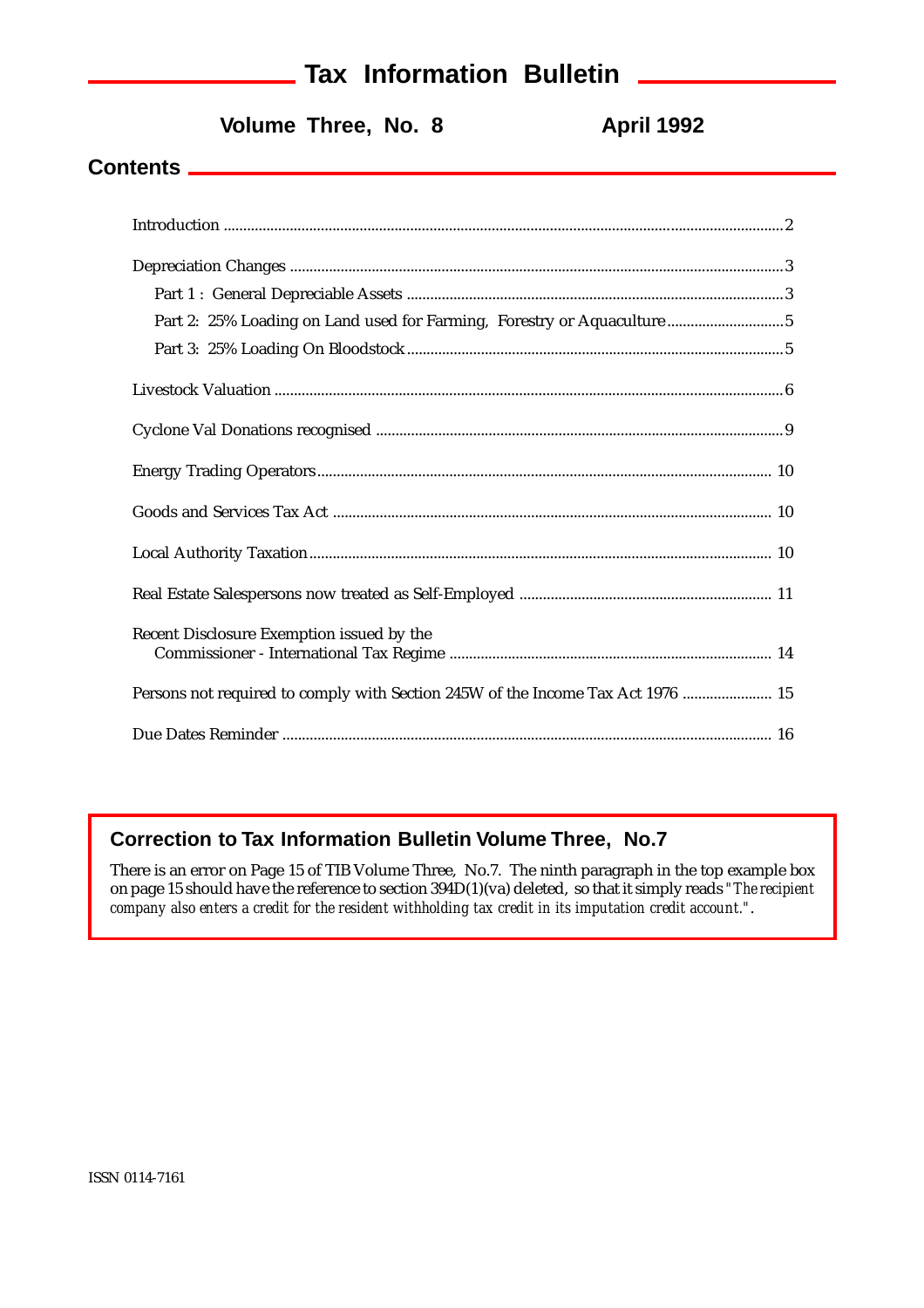# Tax Information Bulletin

**Volume Three, No. 8** **April 1992**

## Contents

Introduction ........................................................ 2

Depreciation Changes ........................................................ 3

- Part 1 : General Depreciable Assets ........................................................ 3
- Part 2: 25% Loading on Land used for Farming, Forestry or Aquaculture ........................................................ 5
- Part 3: 25% Loading On Bloodstock ........................................................ 5

Livestock Valuation ........................................................ 6

Cyclone Val Donations recognised ........................................................ 9

Energy Trading Operators ........................................................ 10

Goods and Services Tax Act ........................................................ 10

Local Authority Taxation ........................................................ 10

Real Estate Salespersons now treated as Self-Employed ........................................................ 11

Recent Disclosure Exemption issued by the Commissioner - International Tax Regime ........................................................ 14

Persons not required to comply with Section 245W of the Income Tax Act 1976 ........................................................ 15

Due Dates Reminder ........................................................ 16

### Correction to Tax Information Bulletin Volume Three, No.7

There is an error on Page 15 of TIB Volume Three, No.7. The ninth paragraph in the top example box on page 15 should have the reference to section 394D(1)(va) deleted, so that it simply reads *"The recipient company also enters a credit for the resident withholding tax credit in its imputation credit account."*.

ISSN 0114-7161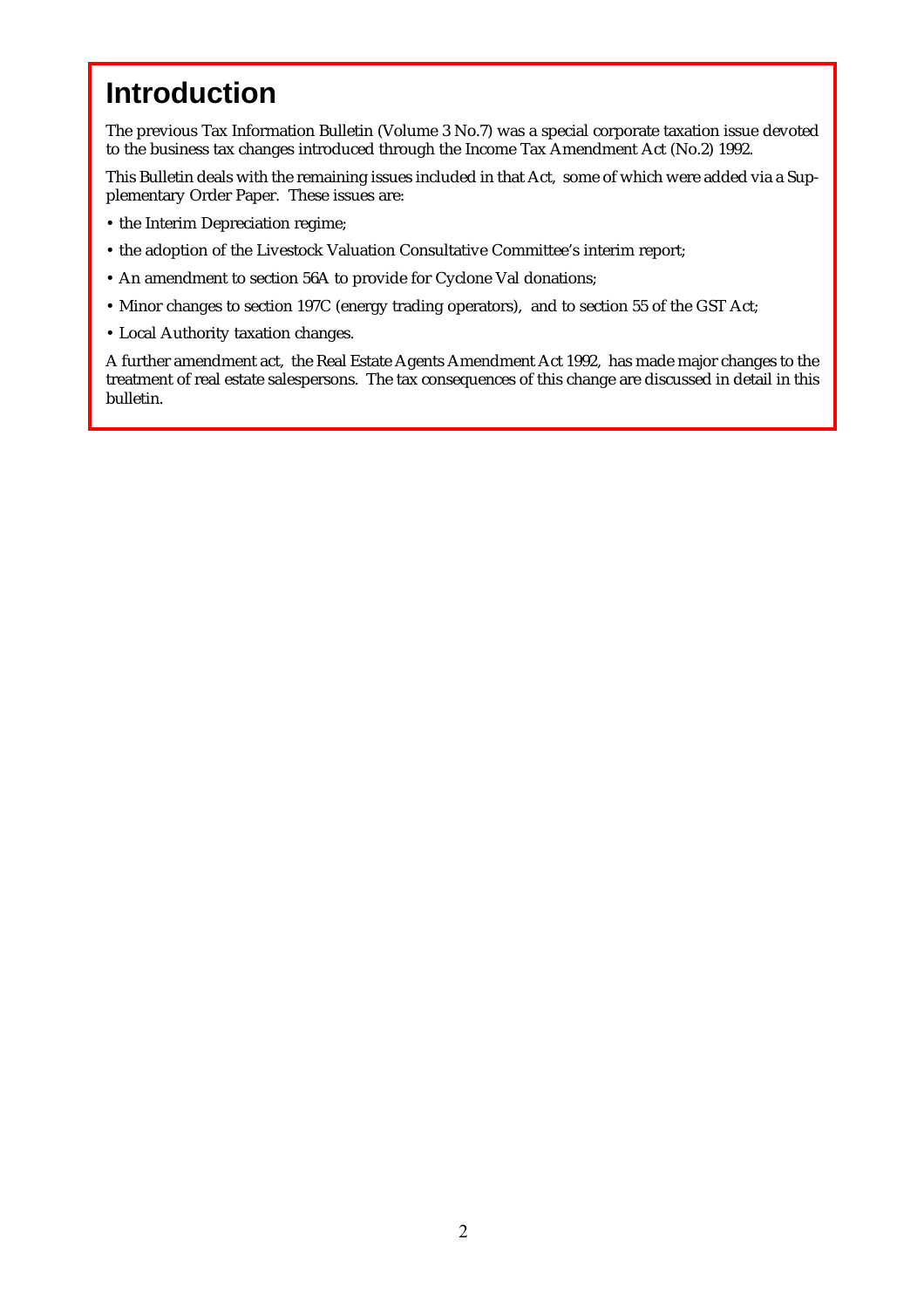# Introduction

The previous Tax Information Bulletin (Volume 3 No.7) was a special corporate taxation issue devoted to the business tax changes introduced through the Income Tax Amendment Act (No.2) 1992.

This Bulletin deals with the remaining issues included in that Act, some of which were added via a Supplementary Order Paper. These issues are:

- the Interim Depreciation regime;
- the adoption of the Livestock Valuation Consultative Committee's interim report;
- An amendment to section 56A to provide for Cyclone Val donations;
- Minor changes to section 197C (energy trading operators), and to section 55 of the GST Act;
- Local Authority taxation changes.

A further amendment act, the Real Estate Agents Amendment Act 1992, has made major changes to the treatment of real estate salespersons. The tax consequences of this change are discussed in detail in this bulletin.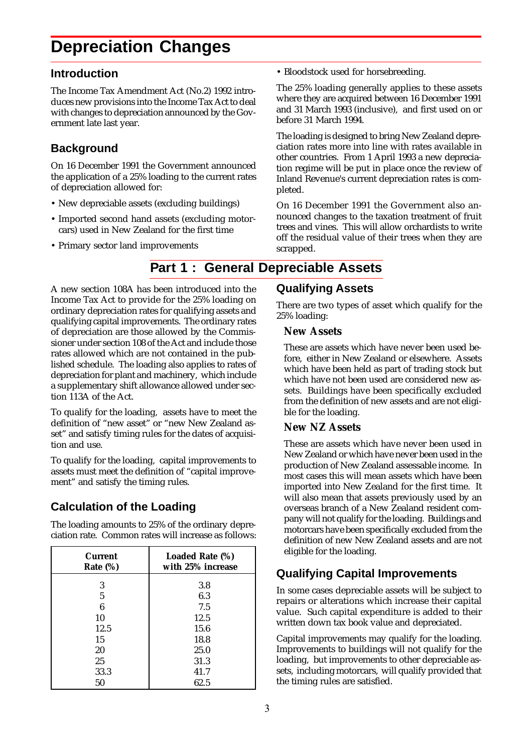# Depreciation Changes

## Introduction

The Income Tax Amendment Act (No.2) 1992 introduces new provisions into the Income Tax Act to deal with changes to depreciation announced by the Government late last year.

## Background

On 16 December 1991 the Government announced the application of a 25% loading to the current rates of depreciation allowed for:

- New depreciable assets (excluding buildings)
- Imported second hand assets (excluding motorcars) used in New Zealand for the first time
- Primary sector land improvements
- Bloodstock used for horsebreeding.

The 25% loading generally applies to these assets where they are acquired between 16 December 1991 and 31 March 1993 (inclusive), and first used on or before 31 March 1994.

The loading is designed to bring New Zealand depreciation rates more into line with rates available in other countries. From 1 April 1993 a new depreciation regime will be put in place once the review of Inland Revenue's current depreciation rates is completed.

On 16 December 1991 the Government also announced changes to the taxation treatment of fruit trees and vines. This will allow orchardists to write off the residual value of their trees when they are scrapped.

# Part 1 : General Depreciable Assets

A new section 108A has been introduced into the Income Tax Act to provide for the 25% loading on ordinary depreciation rates for qualifying assets and qualifying capital improvements. The ordinary rates of depreciation are those allowed by the Commissioner under section 108 of the Act and include those rates allowed which are not contained in the published schedule. The loading also applies to rates of depreciation for plant and machinery, which include a supplementary shift allowance allowed under section 113A of the Act.

To qualify for the loading, assets have to meet the definition of "new asset" or "new New Zealand asset" and satisfy timing rules for the dates of acquisition and use.

To qualify for the loading, capital improvements to assets must meet the definition of "capital improvement" and satisfy the timing rules.

## Calculation of the Loading

The loading amounts to 25% of the ordinary depreciation rate. Common rates will increase as follows:

| Current Rate (%) | Loaded Rate (%) with 25% increase |
|---|---|
| 3 | 3.8 |
| 5 | 6.3 |
| 6 | 7.5 |
| 10 | 12.5 |
| 12.5 | 15.6 |
| 15 | 18.8 |
| 20 | 25.0 |
| 25 | 31.3 |
| 33.3 | 41.7 |
| 50 | 62.5 |

## Qualifying Assets

There are two types of asset which qualify for the 25% loading:

### New Assets

These are assets which have never been used before, either in New Zealand or elsewhere. Assets which have been held as part of trading stock but which have not been used are considered new assets. Buildings have been specifically excluded from the definition of new assets and are not eligible for the loading.

### New NZ Assets

These are assets which have never been used in New Zealand or which have never been used in the production of New Zealand assessable income. In most cases this will mean assets which have been imported into New Zealand for the first time. It will also mean that assets previously used by an overseas branch of a New Zealand resident company will not qualify for the loading. Buildings and motorcars have been specifically excluded from the definition of new New Zealand assets and are not eligible for the loading.

## Qualifying Capital Improvements

In some cases depreciable assets will be subject to repairs or alterations which increase their capital value. Such capital expenditure is added to their written down tax book value and depreciated.

Capital improvements may qualify for the loading. Improvements to buildings will not qualify for the loading, but improvements to other depreciable assets, including motorcars, will qualify provided that the timing rules are satisfied.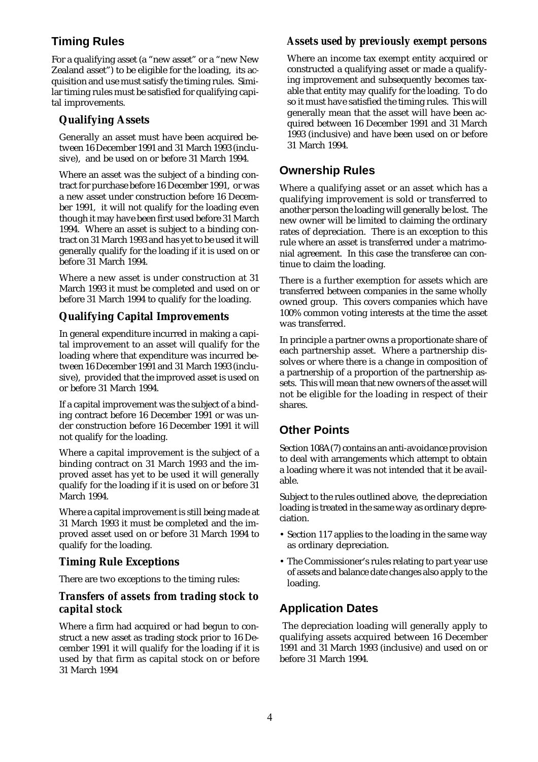## Timing Rules

For a qualifying asset (a "new asset" or a "new New Zealand asset") to be eligible for the loading, its acquisition and use must satisfy the timing rules. Similar timing rules must be satisfied for qualifying capital improvements.

### *Qualifying Assets*

Generally an asset must have been acquired between 16 December 1991 and 31 March 1993 (inclusive), and be used on or before 31 March 1994.

Where an asset was the subject of a binding contract for purchase before 16 December 1991, or was a new asset under construction before 16 December 1991, it will not qualify for the loading even though it may have been first used before 31 March 1994. Where an asset is subject to a binding contract on 31 March 1993 and has yet to be used it will generally qualify for the loading if it is used on or before 31 March 1994.

Where a new asset is under construction at 31 March 1993 it must be completed and used on or before 31 March 1994 to qualify for the loading.

### *Qualifying Capital Improvements*

In general expenditure incurred in making a capital improvement to an asset will qualify for the loading where that expenditure was incurred between 16 December 1991 and 31 March 1993 (inclusive), provided that the improved asset is used on or before 31 March 1994.

If a capital improvement was the subject of a binding contract before 16 December 1991 or was under construction before 16 December 1991 it will not qualify for the loading.

Where a capital improvement is the subject of a binding contract on 31 March 1993 and the improved asset has yet to be used it will generally qualify for the loading if it is used on or before 31 March 1994.

Where a capital improvement is still being made at 31 March 1993 it must be completed and the improved asset used on or before 31 March 1994 to qualify for the loading.

### *Timing Rule Exceptions*

There are two exceptions to the timing rules:

#### *Transfers of assets from trading stock to capital stock*

Where a firm had acquired or had begun to construct a new asset as trading stock prior to 16 December 1991 it will qualify for the loading if it is used by that firm as capital stock on or before 31 March 1994

#### *Assets used by previously exempt persons*

Where an income tax exempt entity acquired or constructed a qualifying asset or made a qualifying improvement and subsequently becomes taxable that entity may qualify for the loading. To do so it must have satisfied the timing rules. This will generally mean that the asset will have been acquired between 16 December 1991 and 31 March 1993 (inclusive) and have been used on or before 31 March 1994.

## Ownership Rules

Where a qualifying asset or an asset which has a qualifying improvement is sold or transferred to another person the loading will generally be lost. The new owner will be limited to claiming the ordinary rates of depreciation. There is an exception to this rule where an asset is transferred under a matrimonial agreement. In this case the transferee can continue to claim the loading.

There is a further exemption for assets which are transferred between companies in the same wholly owned group. This covers companies which have 100% common voting interests at the time the asset was transferred.

In principle a partner owns a proportionate share of each partnership asset. Where a partnership dissolves or where there is a change in composition of a partnership of a proportion of the partnership assets. This will mean that new owners of the asset will not be eligible for the loading in respect of their shares.

## Other Points

Section 108A(7) contains an anti-avoidance provision to deal with arrangements which attempt to obtain a loading where it was not intended that it be available.

Subject to the rules outlined above, the depreciation loading is treated in the same way as ordinary depreciation.

- Section 117 applies to the loading in the same way as ordinary depreciation.
- The Commissioner's rules relating to part year use of assets and balance date changes also apply to the loading.

## Application Dates

The depreciation loading will generally apply to qualifying assets acquired between 16 December 1991 and 31 March 1993 (inclusive) and used on or before 31 March 1994.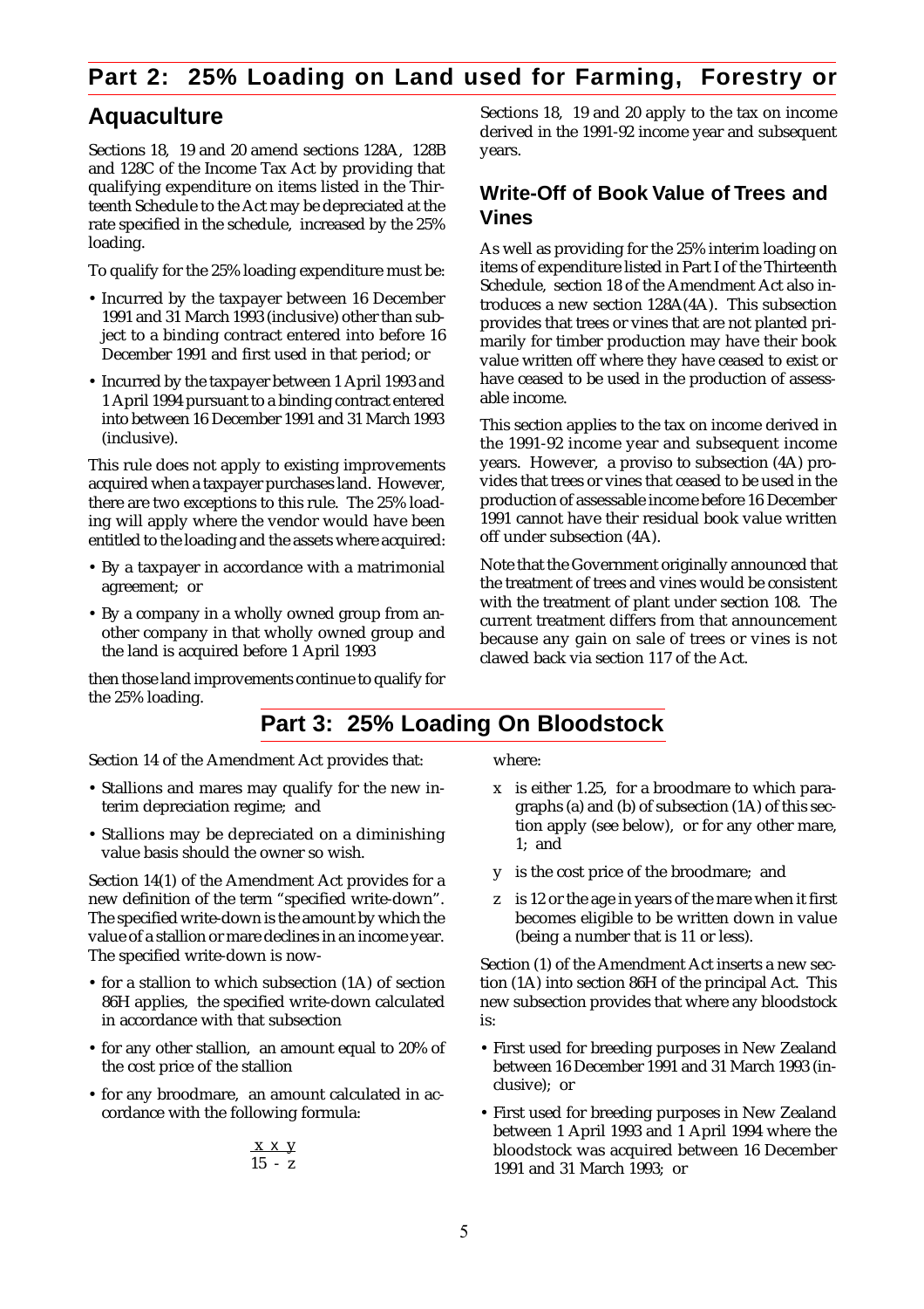## Part 2: 25% Loading on Land used for Farming, Forestry or Aquaculture

Sections 18, 19 and 20 amend sections 128A, 128B and 128C of the Income Tax Act by providing that qualifying expenditure on items listed in the Thirteenth Schedule to the Act may be depreciated at the rate specified in the schedule, increased by the 25% loading.

To qualify for the 25% loading expenditure must be:

- Incurred by the taxpayer between 16 December 1991 and 31 March 1993 (inclusive) other than subject to a binding contract entered into before 16 December 1991 and first used in that period; or
- Incurred by the taxpayer between 1 April 1993 and 1 April 1994 pursuant to a binding contract entered into between 16 December 1991 and 31 March 1993 (inclusive).

This rule does not apply to existing improvements acquired when a taxpayer purchases land. However, there are two exceptions to this rule. The 25% loading will apply where the vendor would have been entitled to the loading and the assets where acquired:

- By a taxpayer in accordance with a matrimonial agreement; or
- By a company in a wholly owned group from another company in that wholly owned group and the land is acquired before 1 April 1993

then those land improvements continue to qualify for the 25% loading.

Sections 18, 19 and 20 apply to the tax on income derived in the 1991-92 income year and subsequent years.

### Write-Off of Book Value of Trees and Vines

As well as providing for the 25% interim loading on items of expenditure listed in Part I of the Thirteenth Schedule, section 18 of the Amendment Act also introduces a new section 128A(4A). This subsection provides that trees or vines that are not planted primarily for timber production may have their book value written off where they have ceased to exist or have ceased to be used in the production of assessable income.

This section applies to the tax on income derived in the 1991-92 income year and subsequent income years. However, a proviso to subsection (4A) provides that trees or vines that ceased to be used in the production of assessable income before 16 December 1991 cannot have their residual book value written off under subsection (4A).

Note that the Government originally announced that the treatment of trees and vines would be consistent with the treatment of plant under section 108. The current treatment differs from that announcement because any gain on sale of trees or vines is not clawed back via section 117 of the Act.

## Part 3: 25% Loading On Bloodstock

Section 14 of the Amendment Act provides that:

- Stallions and mares may qualify for the new interim depreciation regime; and
- Stallions may be depreciated on a diminishing value basis should the owner so wish.

Section 14(1) of the Amendment Act provides for a new definition of the term "specified write-down". The specified write-down is the amount by which the value of a stallion or mare declines in an income year. The specified write-down is now-

- for a stallion to which subsection (1A) of section 86H applies, the specified write-down calculated in accordance with that subsection
- for any other stallion, an amount equal to 20% of the cost price of the stallion
- for any broodmare, an amount calculated in accordance with the following formula:

$$\frac{x \times y}{15 - z}$$

where:

- x is either 1.25, for a broodmare to which paragraphs (a) and (b) of subsection (1A) of this section apply (see below), or for any other mare, 1; and
- y is the cost price of the broodmare; and
- z is 12 or the age in years of the mare when it first becomes eligible to be written down in value (being a number that is 11 or less).

Section (1) of the Amendment Act inserts a new section (1A) into section 86H of the principal Act. This new subsection provides that where any bloodstock is:

- First used for breeding purposes in New Zealand between 16 December 1991 and 31 March 1993 (inclusive); or
- First used for breeding purposes in New Zealand between 1 April 1993 and 1 April 1994 where the bloodstock was acquired between 16 December 1991 and 31 March 1993; or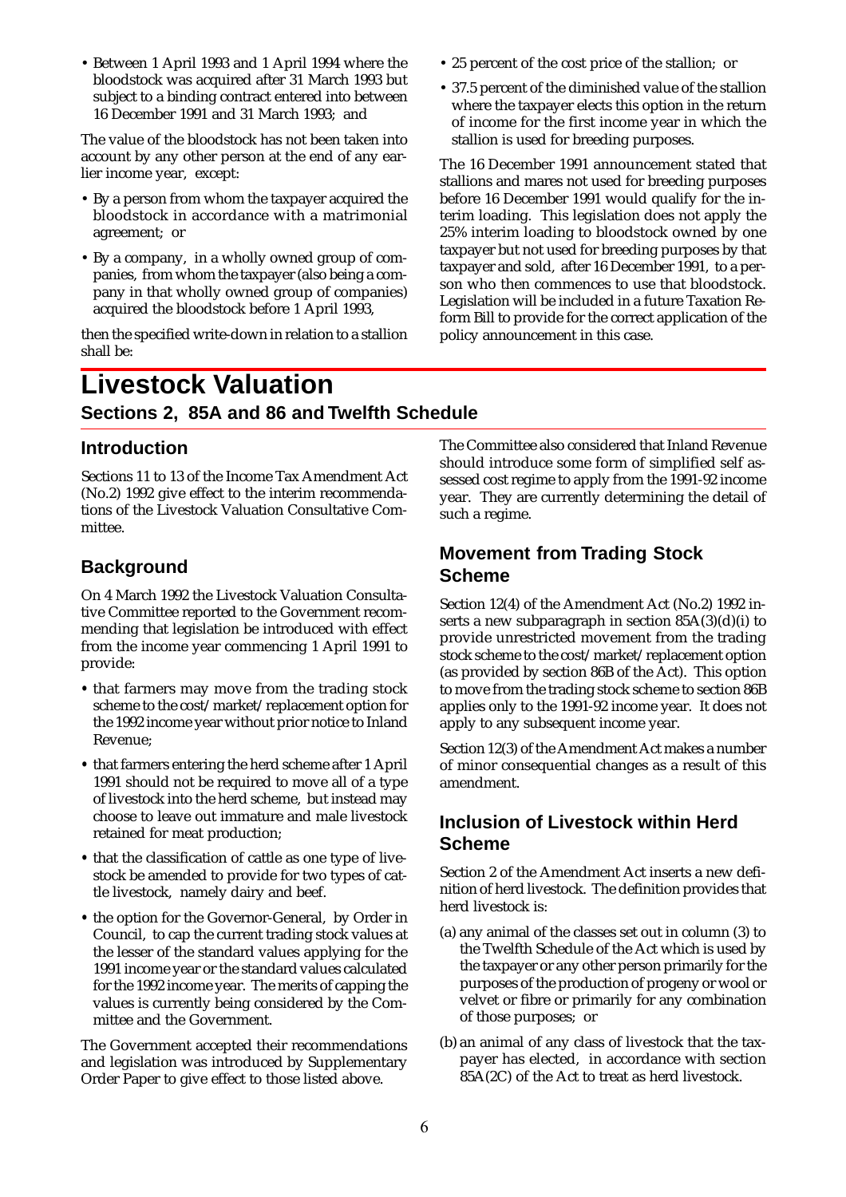- Between 1 April 1993 and 1 April 1994 where the bloodstock was acquired after 31 March 1993 but subject to a binding contract entered into between 16 December 1991 and 31 March 1993; and

The value of the bloodstock has not been taken into account by any other person at the end of any earlier income year, except:

- By a person from whom the taxpayer acquired the bloodstock in accordance with a matrimonial agreement; or
- By a company, in a wholly owned group of companies, from whom the taxpayer (also being a company in that wholly owned group of companies) acquired the bloodstock before 1 April 1993,

then the specified write-down in relation to a stallion shall be:

- 25 percent of the cost price of the stallion; or
- 37.5 percent of the diminished value of the stallion where the taxpayer elects this option in the return of income for the first income year in which the stallion is used for breeding purposes.

The 16 December 1991 announcement stated that stallions and mares not used for breeding purposes before 16 December 1991 would qualify for the interim loading. This legislation does not apply the 25% interim loading to bloodstock owned by one taxpayer but not used for breeding purposes by that taxpayer and sold, after 16 December 1991, to a person who then commences to use that bloodstock. Legislation will be included in a future Taxation Reform Bill to provide for the correct application of the policy announcement in this case.

# Livestock Valuation

## Sections 2, 85A and 86 and Twelfth Schedule

### Introduction

Sections 11 to 13 of the Income Tax Amendment Act (No.2) 1992 give effect to the interim recommendations of the Livestock Valuation Consultative Committee.

### Background

On 4 March 1992 the Livestock Valuation Consultative Committee reported to the Government recommending that legislation be introduced with effect from the income year commencing 1 April 1991 to provide:

- that farmers may move from the trading stock scheme to the cost/market/replacement option for the 1992 income year without prior notice to Inland Revenue;
- that farmers entering the herd scheme after 1 April 1991 should not be required to move all of a type of livestock into the herd scheme, but instead may choose to leave out immature and male livestock retained for meat production;
- that the classification of cattle as one type of livestock be amended to provide for two types of cattle livestock, namely dairy and beef.
- the option for the Governor-General, by Order in Council, to cap the current trading stock values at the lesser of the standard values applying for the 1991 income year or the standard values calculated for the 1992 income year. The merits of capping the values is currently being considered by the Committee and the Government.

The Government accepted their recommendations and legislation was introduced by Supplementary Order Paper to give effect to those listed above.

The Committee also considered that Inland Revenue should introduce some form of simplified self assessed cost regime to apply from the 1991-92 income year. They are currently determining the detail of such a regime.

### Movement from Trading Stock Scheme

Section 12(4) of the Amendment Act (No.2) 1992 inserts a new subparagraph in section 85A(3)(d)(i) to provide unrestricted movement from the trading stock scheme to the cost/market/replacement option (as provided by section 86B of the Act). This option to move from the trading stock scheme to section 86B applies only to the 1991-92 income year. It does not apply to any subsequent income year.

Section 12(3) of the Amendment Act makes a number of minor consequential changes as a result of this amendment.

### Inclusion of Livestock within Herd Scheme

Section 2 of the Amendment Act inserts a new definition of herd livestock. The definition provides that herd livestock is:

(a) any animal of the classes set out in column (3) to the Twelfth Schedule of the Act which is used by the taxpayer or any other person primarily for the purposes of the production of progeny or wool or velvet or fibre or primarily for any combination of those purposes; or

(b) an animal of any class of livestock that the taxpayer has elected, in accordance with section 85A(2C) of the Act to treat as herd livestock.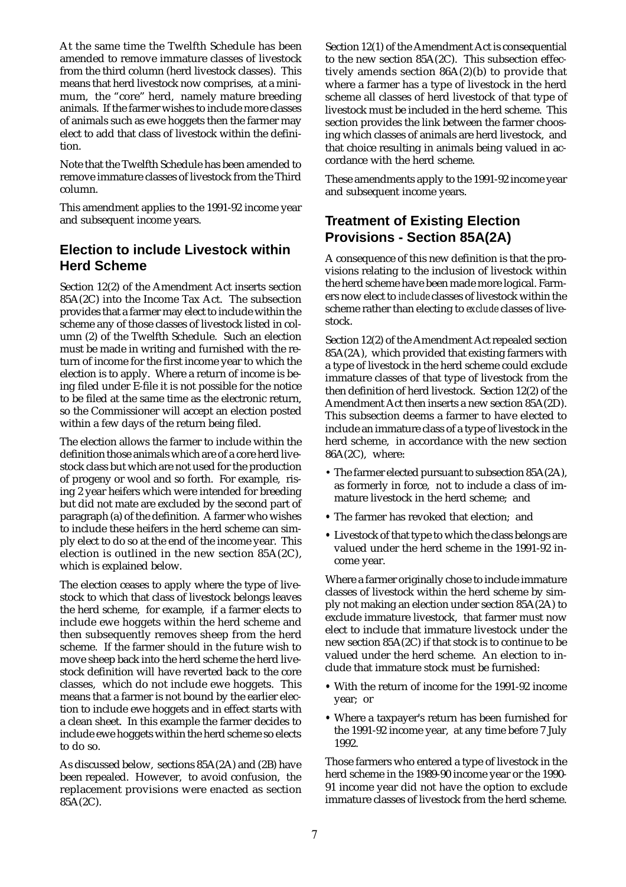At the same time the Twelfth Schedule has been amended to remove immature classes of livestock from the third column (herd livestock classes). This means that herd livestock now comprises, at a minimum, the "core" herd, namely mature breeding animals. If the farmer wishes to include more classes of animals such as ewe hoggets then the farmer may elect to add that class of livestock within the definition.

Note that the Twelfth Schedule has been amended to remove immature classes of livestock from the Third column.

This amendment applies to the 1991-92 income year and subsequent income years.

## Election to include Livestock within Herd Scheme

Section 12(2) of the Amendment Act inserts section 85A(2C) into the Income Tax Act. The subsection provides that a farmer may elect to include within the scheme any of those classes of livestock listed in column (2) of the Twelfth Schedule. Such an election must be made in writing and furnished with the return of income for the first income year to which the election is to apply. Where a return of income is being filed under E-file it is not possible for the notice to be filed at the same time as the electronic return, so the Commissioner will accept an election posted within a few days of the return being filed.

The election allows the farmer to include within the definition those animals which are of a core herd livestock class but which are not used for the production of progeny or wool and so forth. For example, rising 2 year heifers which were intended for breeding but did not mate are excluded by the second part of paragraph (a) of the definition. A farmer who wishes to include these heifers in the herd scheme can simply elect to do so at the end of the income year. This election is outlined in the new section 85A(2C), which is explained below.

The election ceases to apply where the type of livestock to which that class of livestock belongs leaves the herd scheme, for example, if a farmer elects to include ewe hoggets within the herd scheme and then subsequently removes sheep from the herd scheme. If the farmer should in the future wish to move sheep back into the herd scheme the herd livestock definition will have reverted back to the core classes, which do not include ewe hoggets. This means that a farmer is not bound by the earlier election to include ewe hoggets and in effect starts with a clean sheet. In this example the farmer decides to include ewe hoggets within the herd scheme so elects to do so.

As discussed below, sections 85A(2A) and (2B) have been repealed. However, to avoid confusion, the replacement provisions were enacted as section 85A(2C).

Section 12(1) of the Amendment Act is consequential to the new section 85A(2C). This subsection effectively amends section 86A(2)(b) to provide that where a farmer has a type of livestock in the herd scheme all classes of herd livestock of that type of livestock must be included in the herd scheme. This section provides the link between the farmer choosing which classes of animals are herd livestock, and that choice resulting in animals being valued in accordance with the herd scheme.

These amendments apply to the 1991-92 income year and subsequent income years.

## Treatment of Existing Election Provisions - Section 85A(2A)

A consequence of this new definition is that the provisions relating to the inclusion of livestock within the herd scheme have been made more logical. Farmers now elect to *include* classes of livestock within the scheme rather than electing to *exclude* classes of livestock.

Section 12(2) of the Amendment Act repealed section 85A(2A), which provided that existing farmers with a type of livestock in the herd scheme could exclude immature classes of that type of livestock from the then definition of herd livestock. Section 12(2) of the Amendment Act then inserts a new section 85A(2D). This subsection deems a farmer to have elected to include an immature class of a type of livestock in the herd scheme, in accordance with the new section 86A(2C), where:

- The farmer elected pursuant to subsection 85A(2A), as formerly in force, not to include a class of immature livestock in the herd scheme; and
- The farmer has revoked that election; and
- Livestock of that type to which the class belongs are valued under the herd scheme in the 1991-92 income year.

Where a farmer originally chose to include immature classes of livestock within the herd scheme by simply not making an election under section 85A(2A) to exclude immature livestock, that farmer must now elect to include that immature livestock under the new section 85A(2C) if that stock is to continue to be valued under the herd scheme. An election to include that immature stock must be furnished:

- With the return of income for the 1991-92 income year; or
- Where a taxpayer's return has been furnished for the 1991-92 income year, at any time before 7 July 1992.

Those farmers who entered a type of livestock in the herd scheme in the 1989-90 income year or the 1990-91 income year did not have the option to exclude immature classes of livestock from the herd scheme.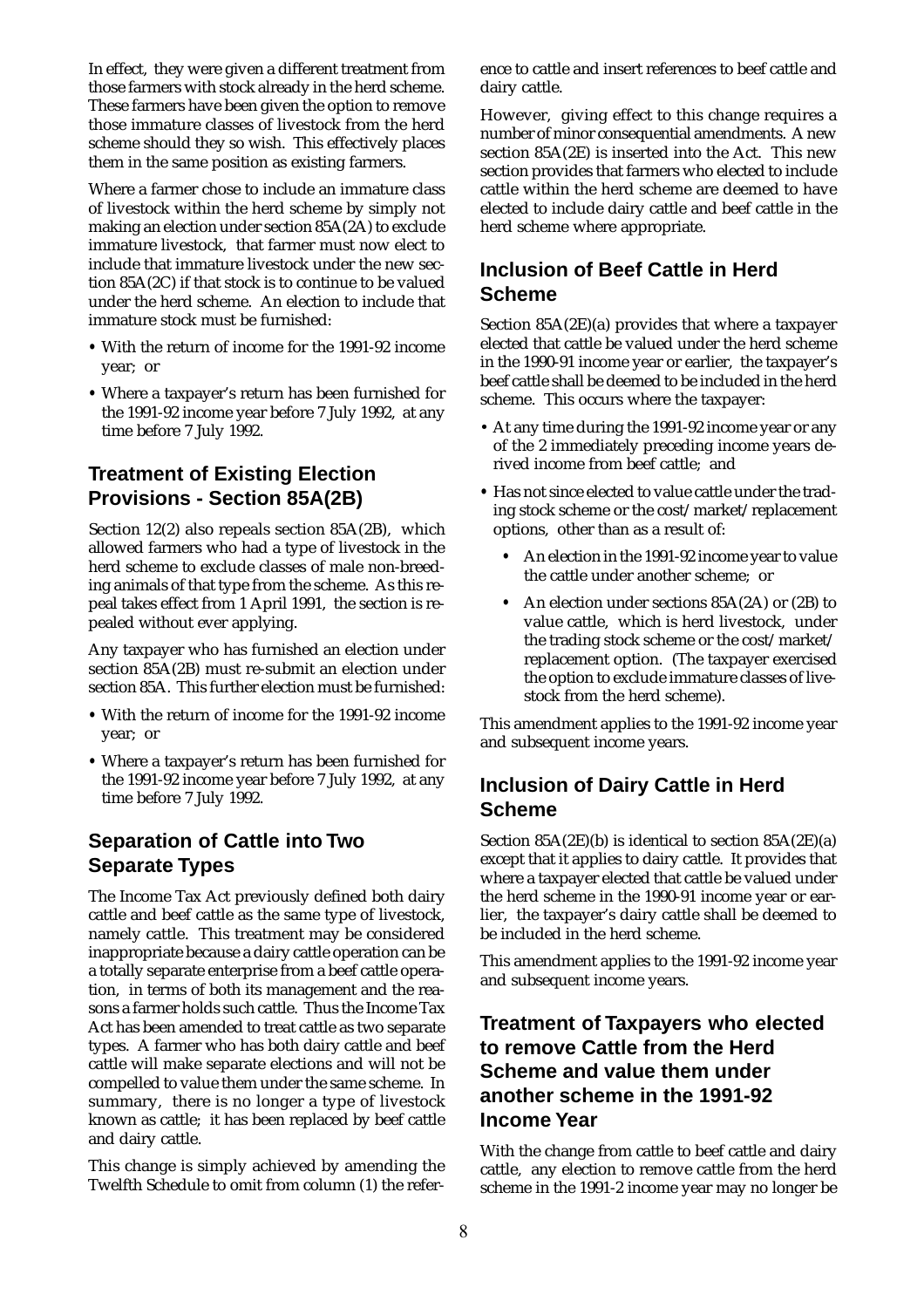In effect, they were given a different treatment from those farmers with stock already in the herd scheme. These farmers have been given the option to remove those immature classes of livestock from the herd scheme should they so wish. This effectively places them in the same position as existing farmers.

Where a farmer chose to include an immature class of livestock within the herd scheme by simply not making an election under section 85A(2A) to exclude immature livestock, that farmer must now elect to include that immature livestock under the new section 85A(2C) if that stock is to continue to be valued under the herd scheme. An election to include that immature stock must be furnished:

- With the return of income for the 1991-92 income year; or
- Where a taxpayer's return has been furnished for the 1991-92 income year before 7 July 1992, at any time before 7 July 1992.

## Treatment of Existing Election Provisions - Section 85A(2B)

Section 12(2) also repeals section 85A(2B), which allowed farmers who had a type of livestock in the herd scheme to exclude classes of male non-breeding animals of that type from the scheme. As this repeal takes effect from 1 April 1991, the section is repealed without ever applying.

Any taxpayer who has furnished an election under section 85A(2B) must re-submit an election under section 85A. This further election must be furnished:

- With the return of income for the 1991-92 income year; or
- Where a taxpayer's return has been furnished for the 1991-92 income year before 7 July 1992, at any time before 7 July 1992.

## Separation of Cattle into Two Separate Types

The Income Tax Act previously defined both dairy cattle and beef cattle as the same type of livestock, namely cattle. This treatment may be considered inappropriate because a dairy cattle operation can be a totally separate enterprise from a beef cattle operation, in terms of both its management and the reasons a farmer holds such cattle. Thus the Income Tax Act has been amended to treat cattle as two separate types. A farmer who has both dairy cattle and beef cattle will make separate elections and will not be compelled to value them under the same scheme. In summary, there is no longer a type of livestock known as cattle; it has been replaced by beef cattle and dairy cattle.

This change is simply achieved by amending the Twelfth Schedule to omit from column (1) the reference to cattle and insert references to beef cattle and dairy cattle.

However, giving effect to this change requires a number of minor consequential amendments. A new section 85A(2E) is inserted into the Act. This new section provides that farmers who elected to include cattle within the herd scheme are deemed to have elected to include dairy cattle and beef cattle in the herd scheme where appropriate.

## Inclusion of Beef Cattle in Herd Scheme

Section 85A(2E)(a) provides that where a taxpayer elected that cattle be valued under the herd scheme in the 1990-91 income year or earlier, the taxpayer's beef cattle shall be deemed to be included in the herd scheme. This occurs where the taxpayer:

- At any time during the 1991-92 income year or any of the 2 immediately preceding income years derived income from beef cattle; and
- Has not since elected to value cattle under the trading stock scheme or the cost/market/replacement options, other than as a result of:
  - An election in the 1991-92 income year to value the cattle under another scheme; or
  - An election under sections 85A(2A) or (2B) to value cattle, which is herd livestock, under the trading stock scheme or the cost/market/replacement option. (The taxpayer exercised the option to exclude immature classes of livestock from the herd scheme).

This amendment applies to the 1991-92 income year and subsequent income years.

## Inclusion of Dairy Cattle in Herd Scheme

Section 85A(2E)(b) is identical to section 85A(2E)(a) except that it applies to dairy cattle. It provides that where a taxpayer elected that cattle be valued under the herd scheme in the 1990-91 income year or earlier, the taxpayer's dairy cattle shall be deemed to be included in the herd scheme.

This amendment applies to the 1991-92 income year and subsequent income years.

## Treatment of Taxpayers who elected to remove Cattle from the Herd Scheme and value them under another scheme in the 1991-92 Income Year

With the change from cattle to beef cattle and dairy cattle, any election to remove cattle from the herd scheme in the 1991-2 income year may no longer be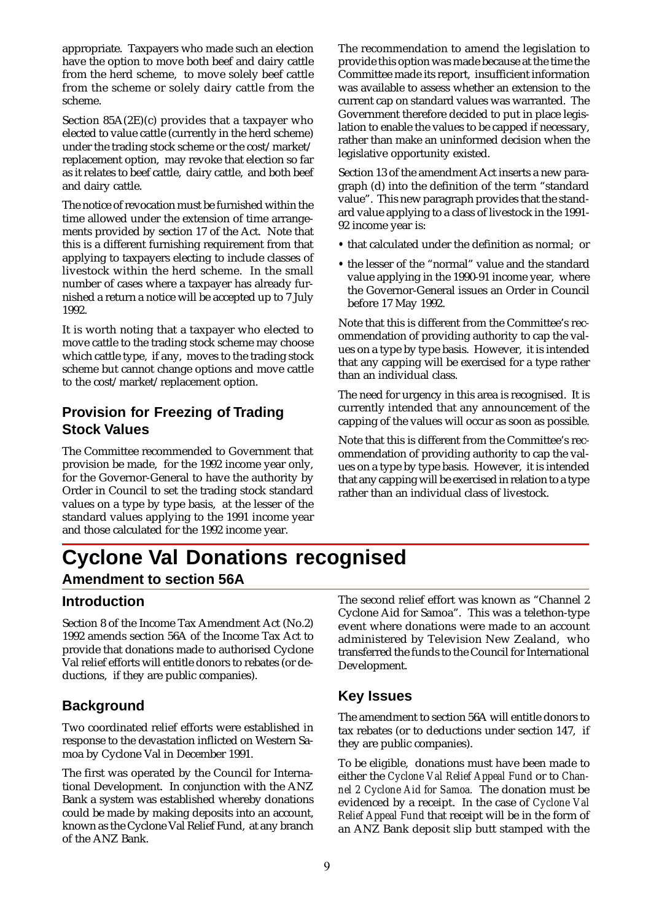appropriate. Taxpayers who made such an election have the option to move both beef and dairy cattle from the herd scheme, to move solely beef cattle from the scheme or solely dairy cattle from the scheme.

Section 85A(2E)(c) provides that a taxpayer who elected to value cattle (currently in the herd scheme) under the trading stock scheme or the cost/market/replacement option, may revoke that election so far as it relates to beef cattle, dairy cattle, and both beef and dairy cattle.

The notice of revocation must be furnished within the time allowed under the extension of time arrangements provided by section 17 of the Act. Note that this is a different furnishing requirement from that applying to taxpayers electing to include classes of livestock within the herd scheme. In the small number of cases where a taxpayer has already furnished a return a notice will be accepted up to 7 July 1992.

It is worth noting that a taxpayer who elected to move cattle to the trading stock scheme may choose which cattle type, if any, moves to the trading stock scheme but cannot change options and move cattle to the cost/market/replacement option.

### Provision for Freezing of Trading Stock Values

The Committee recommended to Government that provision be made, for the 1992 income year only, for the Governor-General to have the authority by Order in Council to set the trading stock standard values on a type by type basis, at the lesser of the standard values applying to the 1991 income year and those calculated for the 1992 income year.

The recommendation to amend the legislation to provide this option was made because at the time the Committee made its report, insufficient information was available to assess whether an extension to the current cap on standard values was warranted. The Government therefore decided to put in place legislation to enable the values to be capped if necessary, rather than make an uninformed decision when the legislative opportunity existed.

Section 13 of the amendment Act inserts a new paragraph (d) into the definition of the term "standard value". This new paragraph provides that the standard value applying to a class of livestock in the 1991-92 income year is:

- that calculated under the definition as normal; or
- the lesser of the "normal" value and the standard value applying in the 1990-91 income year, where the Governor-General issues an Order in Council before 17 May 1992.

Note that this is different from the Committee's recommendation of providing authority to cap the values on a type by type basis. However, it is intended that any capping will be exercised for a type rather than an individual class.

The need for urgency in this area is recognised. It is currently intended that any announcement of the capping of the values will occur as soon as possible.

Note that this is different from the Committee's recommendation of providing authority to cap the values on a type by type basis. However, it is intended that any capping will be exercised in relation to a type rather than an individual class of livestock.

# Cyclone Val Donations recognised

## Amendment to section 56A

### Introduction

Section 8 of the Income Tax Amendment Act (No.2) 1992 amends section 56A of the Income Tax Act to provide that donations made to authorised Cyclone Val relief efforts will entitle donors to rebates (or deductions, if they are public companies).

### Background

Two coordinated relief efforts were established in response to the devastation inflicted on Western Samoa by Cyclone Val in December 1991.

The first was operated by the Council for International Development. In conjunction with the ANZ Bank a system was established whereby donations could be made by making deposits into an account, known as the Cyclone Val Relief Fund, at any branch of the ANZ Bank.

The second relief effort was known as "Channel 2 Cyclone Aid for Samoa". This was a telethon-type event where donations were made to an account administered by Television New Zealand, who transferred the funds to the Council for International Development.

### Key Issues

The amendment to section 56A will entitle donors to tax rebates (or to deductions under section 147, if they are public companies).

To be eligible, donations must have been made to either the *Cyclone Val Relief Appeal Fund* or to *Channel 2 Cyclone Aid for Samoa*. The donation must be evidenced by a receipt. In the case of *Cyclone Val Relief Appeal Fund* that receipt will be in the form of an ANZ Bank deposit slip butt stamped with the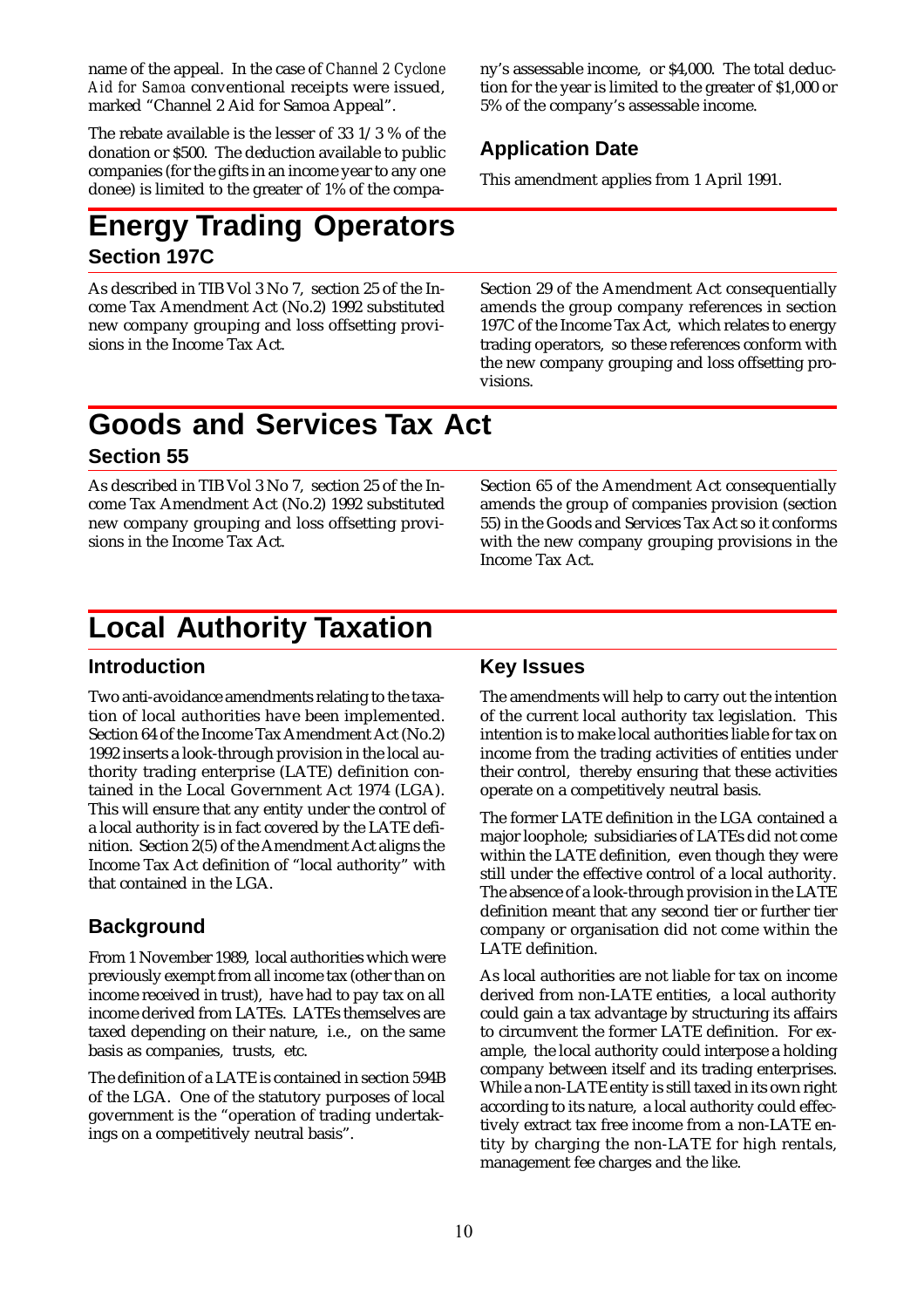name of the appeal. In the case of *Channel 2 Cyclone Aid for Samoa* conventional receipts were issued, marked "Channel 2 Aid for Samoa Appeal".

The rebate available is the lesser of 33 1/3 % of the donation or $500. The deduction available to public companies (for the gifts in an income year to any one donee) is limited to the greater of 1% of the company's assessable income, or $4,000. The total deduction for the year is limited to the greater of $1,000 or 5% of the company's assessable income.

### Application Date

This amendment applies from 1 April 1991.

# Energy Trading Operators

## Section 197C

As described in TIB Vol 3 No 7, section 25 of the Income Tax Amendment Act (No.2) 1992 substituted new company grouping and loss offsetting provisions in the Income Tax Act.

Section 29 of the Amendment Act consequentially amends the group company references in section 197C of the Income Tax Act, which relates to energy trading operators, so these references conform with the new company grouping and loss offsetting provisions.

# Goods and Services Tax Act

## Section 55

As described in TIB Vol 3 No 7, section 25 of the Income Tax Amendment Act (No.2) 1992 substituted new company grouping and loss offsetting provisions in the Income Tax Act.

Section 65 of the Amendment Act consequentially amends the group of companies provision (section 55) in the Goods and Services Tax Act so it conforms with the new company grouping provisions in the Income Tax Act.

# Local Authority Taxation

## Introduction

Two anti-avoidance amendments relating to the taxation of local authorities have been implemented. Section 64 of the Income Tax Amendment Act (No.2) 1992 inserts a look-through provision in the local authority trading enterprise (LATE) definition contained in the Local Government Act 1974 (LGA). This will ensure that any entity under the control of a local authority is in fact covered by the LATE definition. Section 2(5) of the Amendment Act aligns the Income Tax Act definition of "local authority" with that contained in the LGA.

## Background

From 1 November 1989, local authorities which were previously exempt from all income tax (other than on income received in trust), have had to pay tax on all income derived from LATEs. LATEs themselves are taxed depending on their nature, i.e., on the same basis as companies, trusts, etc.

The definition of a LATE is contained in section 594B of the LGA. One of the statutory purposes of local government is the "operation of trading undertakings on a competitively neutral basis".

## Key Issues

The amendments will help to carry out the intention of the current local authority tax legislation. This intention is to make local authorities liable for tax on income from the trading activities of entities under their control, thereby ensuring that these activities operate on a competitively neutral basis.

The former LATE definition in the LGA contained a major loophole; subsidiaries of LATEs did not come within the LATE definition, even though they were still under the effective control of a local authority. The absence of a look-through provision in the LATE definition meant that any second tier or further tier company or organisation did not come within the LATE definition.

As local authorities are not liable for tax on income derived from non-LATE entities, a local authority could gain a tax advantage by structuring its affairs to circumvent the former LATE definition. For example, the local authority could interpose a holding company between itself and its trading enterprises. While a non-LATE entity is still taxed in its own right according to its nature, a local authority could effectively extract tax free income from a non-LATE entity by charging the non-LATE for high rentals, management fee charges and the like.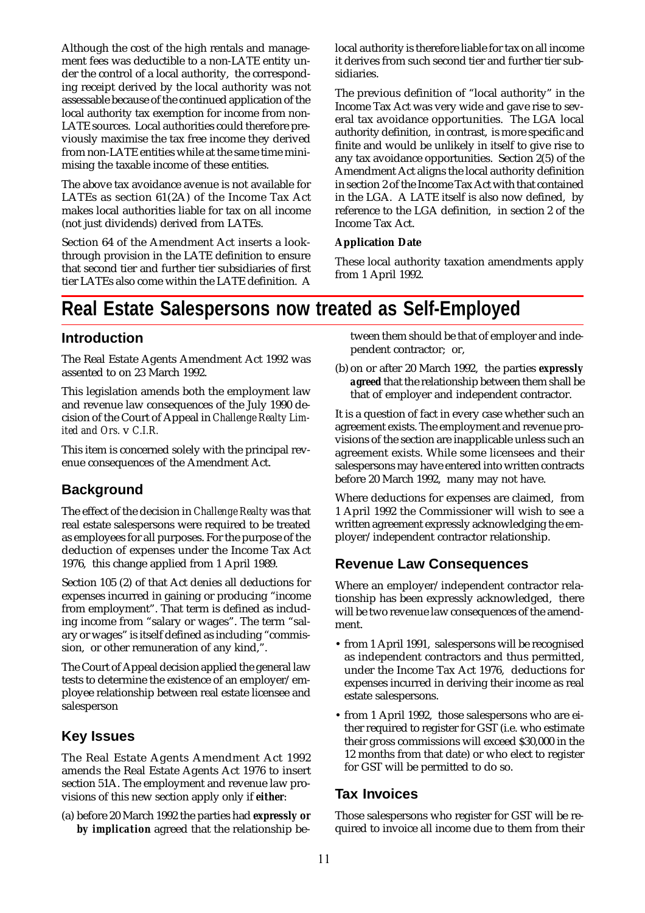Although the cost of the high rentals and management fees was deductible to a non-LATE entity under the control of a local authority, the corresponding receipt derived by the local authority was not assessable because of the continued application of the local authority tax exemption for income from non-LATE sources. Local authorities could therefore previously maximise the tax free income they derived from non-LATE entities while at the same time minimising the taxable income of these entities.

The above tax avoidance avenue is not available for LATEs as section 61(2A) of the Income Tax Act makes local authorities liable for tax on all income (not just dividends) derived from LATEs.

Section 64 of the Amendment Act inserts a look-through provision in the LATE definition to ensure that second tier and further tier subsidiaries of first tier LATEs also come within the LATE definition. A local authority is therefore liable for tax on all income it derives from such second tier and further tier subsidiaries.

The previous definition of "local authority" in the Income Tax Act was very wide and gave rise to several tax avoidance opportunities. The LGA local authority definition, in contrast, is more specific and finite and would be unlikely in itself to give rise to any tax avoidance opportunities. Section 2(5) of the Amendment Act aligns the local authority definition in section 2 of the Income Tax Act with that contained in the LGA. A LATE itself is also now defined, by reference to the LGA definition, in section 2 of the Income Tax Act.

**Application Date**

These local authority taxation amendments apply from 1 April 1992.

# Real Estate Salespersons now treated as Self-Employed

## Introduction

The Real Estate Agents Amendment Act 1992 was assented to on 23 March 1992.

This legislation amends both the employment law and revenue law consequences of the July 1990 decision of the Court of Appeal in *Challenge Realty Limited and Ors.* v *C.I.R.*

This item is concerned solely with the principal revenue consequences of the Amendment Act.

## Background

The effect of the decision in *Challenge Realty* was that real estate salespersons were required to be treated as employees for all purposes. For the purpose of the deduction of expenses under the Income Tax Act 1976, this change applied from 1 April 1989.

Section 105 (2) of that Act denies all deductions for expenses incurred in gaining or producing "income from employment". That term is defined as including income from "salary or wages". The term "salary or wages" is itself defined as including "commission, or other remuneration of any kind,".

The Court of Appeal decision applied the general law tests to determine the existence of an employer/employee relationship between real estate licensee and salesperson

## Key Issues

The Real Estate Agents Amendment Act 1992 amends the Real Estate Agents Act 1976 to insert section 51A. The employment and revenue law provisions of this new section apply only if **either**:

(a) before 20 March 1992 the parties had ***expressly or by implication*** agreed that the relationship between them should be that of employer and independent contractor; or,

(b) on or after 20 March 1992, the parties ***expressly agreed*** that the relationship between them shall be that of employer and independent contractor.

It is a question of fact in every case whether such an agreement exists. The employment and revenue provisions of the section are inapplicable unless such an agreement exists. While some licensees and their salespersons may have entered into written contracts before 20 March 1992, many may not have.

Where deductions for expenses are claimed, from 1 April 1992 the Commissioner will wish to see a written agreement expressly acknowledging the employer/independent contractor relationship.

## Revenue Law Consequences

Where an employer/independent contractor relationship has been expressly acknowledged, there will be two revenue law consequences of the amendment.

- from 1 April 1991, salespersons will be recognised as independent contractors and thus permitted, under the Income Tax Act 1976, deductions for expenses incurred in deriving their income as real estate salespersons.
- from 1 April 1992, those salespersons who are either required to register for GST (i.e. who estimate their gross commissions will exceed $30,000 in the 12 months from that date) or who elect to register for GST will be permitted to do so.

## Tax Invoices

Those salespersons who register for GST will be required to invoice all income due to them from their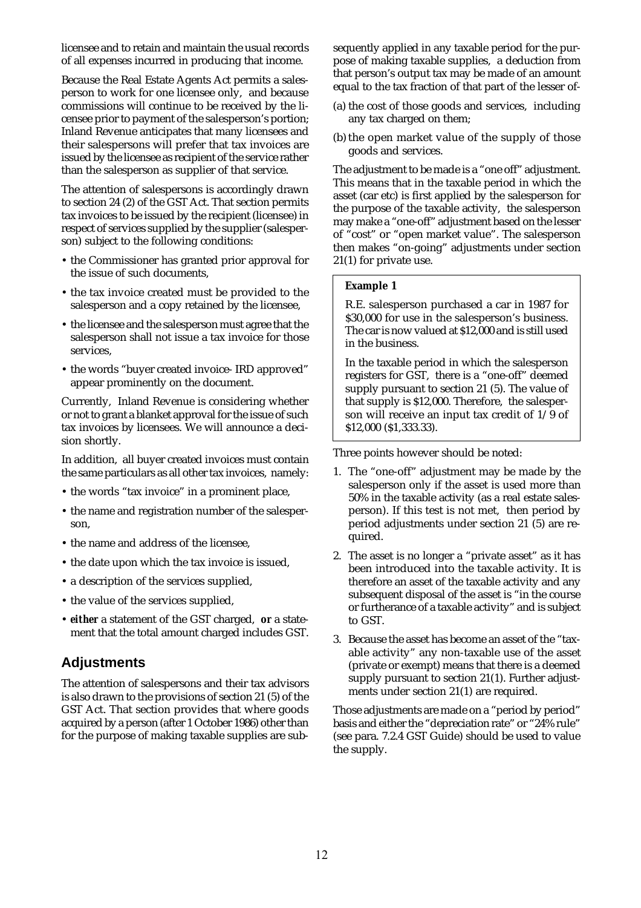licensee and to retain and maintain the usual records of all expenses incurred in producing that income.

Because the Real Estate Agents Act permits a salesperson to work for one licensee only, and because commissions will continue to be received by the licensee prior to payment of the salesperson's portion; Inland Revenue anticipates that many licensees and their salespersons will prefer that tax invoices are issued by the licensee as recipient of the service rather than the salesperson as supplier of that service.

The attention of salespersons is accordingly drawn to section 24 (2) of the GST Act. That section permits tax invoices to be issued by the recipient (licensee) in respect of services supplied by the supplier (salesperson) subject to the following conditions:

- the Commissioner has granted prior approval for the issue of such documents,
- the tax invoice created must be provided to the salesperson and a copy retained by the licensee,
- the licensee and the salesperson must agree that the salesperson shall not issue a tax invoice for those services,
- the words "buyer created invoice- IRD approved" appear prominently on the document.

Currently, Inland Revenue is considering whether or not to grant a blanket approval for the issue of such tax invoices by licensees. We will announce a decision shortly.

In addition, all buyer created invoices must contain the same particulars as all other tax invoices, namely:

- the words "tax invoice" in a prominent place,
- the name and registration number of the salesperson,
- the name and address of the licensee,
- the date upon which the tax invoice is issued,
- a description of the services supplied,
- the value of the services supplied,
- ***either*** a statement of the GST charged, ***or*** a statement that the total amount charged includes GST.

## Adjustments

The attention of salespersons and their tax advisors is also drawn to the provisions of section 21 (5) of the GST Act. That section provides that where goods acquired by a person (after 1 October 1986) other than for the purpose of making taxable supplies are subsequently applied in any taxable period for the purpose of making taxable supplies, a deduction from that person's output tax may be made of an amount equal to the tax fraction of that part of the lesser of-

(a) the cost of those goods and services, including any tax charged on them;

(b) the open market value of the supply of those goods and services.

The adjustment to be made is a "one off" adjustment. This means that in the taxable period in which the asset (car etc) is first applied by the salesperson for the purpose of the taxable activity, the salesperson may make a "one-off" adjustment based on the lesser of "cost" or "open market value". The salesperson then makes "on-going" adjustments under section 21(1) for private use.

**Example 1**

R.E. salesperson purchased a car in 1987 for $30,000 for use in the salesperson's business. The car is now valued at $12,000 and is still used in the business.

In the taxable period in which the salesperson registers for GST, there is a "one-off" deemed supply pursuant to section 21 (5). The value of that supply is $12,000. Therefore, the salesperson will receive an input tax credit of 1/9 of $12,000 ($1,333.33).

Three points however should be noted:

1. The "one-off" adjustment may be made by the salesperson only if the asset is used more than 50% in the taxable activity (as a real estate salesperson). If this test is not met, then period by period adjustments under section 21 (5) are required.
2. The asset is no longer a "private asset" as it has been introduced into the taxable activity. It is therefore an asset of the taxable activity and any subsequent disposal of the asset is "in the course or furtherance of a taxable activity" and is subject to GST.
3. Because the asset has become an asset of the "taxable activity" any non-taxable use of the asset (private or exempt) means that there is a deemed supply pursuant to section 21(1). Further adjustments under section 21(1) are required.

Those adjustments are made on a "period by period" basis and either the "depreciation rate" or "24% rule" (see para. 7.2.4 GST Guide) should be used to value the supply.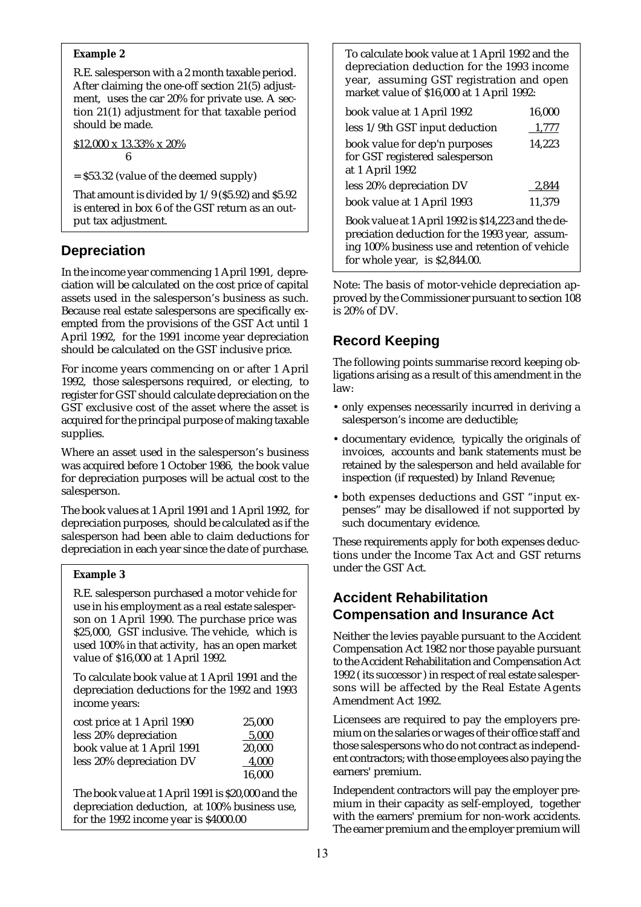**Example 2**

R.E. salesperson with a 2 month taxable period. After claiming the one-off section 21(5) adjustment, uses the car 20% for private use. A section 21(1) adjustment for that taxable period should be made.

$$\frac{\$12{,}000 \times 13.33\% \times 20\%}{6}$$

= \$53.32 (value of the deemed supply)

That amount is divided by 1/9 (\$5.92) and \$5.92 is entered in box 6 of the GST return as an output tax adjustment.

## Depreciation

In the income year commencing 1 April 1991, depreciation will be calculated on the cost price of capital assets used in the salesperson's business as such. Because real estate salespersons are specifically exempted from the provisions of the GST Act until 1 April 1992, for the 1991 income year depreciation should be calculated on the GST inclusive price.

For income years commencing on or after 1 April 1992, those salespersons required, or electing, to register for GST should calculate depreciation on the GST exclusive cost of the asset where the asset is acquired for the principal purpose of making taxable supplies.

Where an asset used in the salesperson's business was acquired before 1 October 1986, the book value for depreciation purposes will be actual cost to the salesperson.

The book values at 1 April 1991 and 1 April 1992, for depreciation purposes, should be calculated as if the salesperson had been able to claim deductions for depreciation in each year since the date of purchase.

**Example 3**

R.E. salesperson purchased a motor vehicle for use in his employment as a real estate salesperson on 1 April 1990. The purchase price was \$25,000, GST inclusive. The vehicle, which is used 100% in that activity, has an open market value of \$16,000 at 1 April 1992.

To calculate book value at 1 April 1991 and the depreciation deductions for the 1992 and 1993 income years:

| | |
|---|---|
| cost price at 1 April 1990 | 25,000 |
| less 20% depreciation | 5,000 |
| book value at 1 April 1991 | 20,000 |
| less 20% depreciation DV | 4,000 |
| | 16,000 |

The book value at 1 April 1991 is \$20,000 and the depreciation deduction, at 100% business use, for the 1992 income year is \$4000.00

To calculate book value at 1 April 1992 and the depreciation deduction for the 1993 income year, assuming GST registration and open market value of \$16,000 at 1 April 1992:

| | |
|---|---|
| book value at 1 April 1992 | 16,000 |
| less 1/9th GST input deduction | 1,777 |
| book value for dep'n purposes for GST registered salesperson at 1 April 1992 | 14,223 |
| less 20% depreciation DV | 2,844 |
| book value at 1 April 1993 | 11,379 |

Book value at 1 April 1992 is \$14,223 and the depreciation deduction for the 1993 year, assuming 100% business use and retention of vehicle for whole year, is \$2,844.00.

Note: The basis of motor-vehicle depreciation approved by the Commissioner pursuant to section 108 is 20% of DV.

## Record Keeping

The following points summarise record keeping obligations arising as a result of this amendment in the law:

- only expenses necessarily incurred in deriving a salesperson's income are deductible;
- documentary evidence, typically the originals of invoices, accounts and bank statements must be retained by the salesperson and held available for inspection (if requested) by Inland Revenue;
- both expenses deductions and GST "input expenses" may be disallowed if not supported by such documentary evidence.

These requirements apply for both expenses deductions under the Income Tax Act and GST returns under the GST Act.

## Accident Rehabilitation Compensation and Insurance Act

Neither the levies payable pursuant to the Accident Compensation Act 1982 nor those payable pursuant to the Accident Rehabilitation and Compensation Act 1992 ( its successor ) in respect of real estate salespersons will be affected by the Real Estate Agents Amendment Act 1992.

Licensees are required to pay the employers premium on the salaries or wages of their office staff and those salespersons who do not contract as independent contractors; with those employees also paying the earners' premium.

Independent contractors will pay the employer premium in their capacity as self-employed, together with the earners' premium for non-work accidents. The earner premium and the employer premium will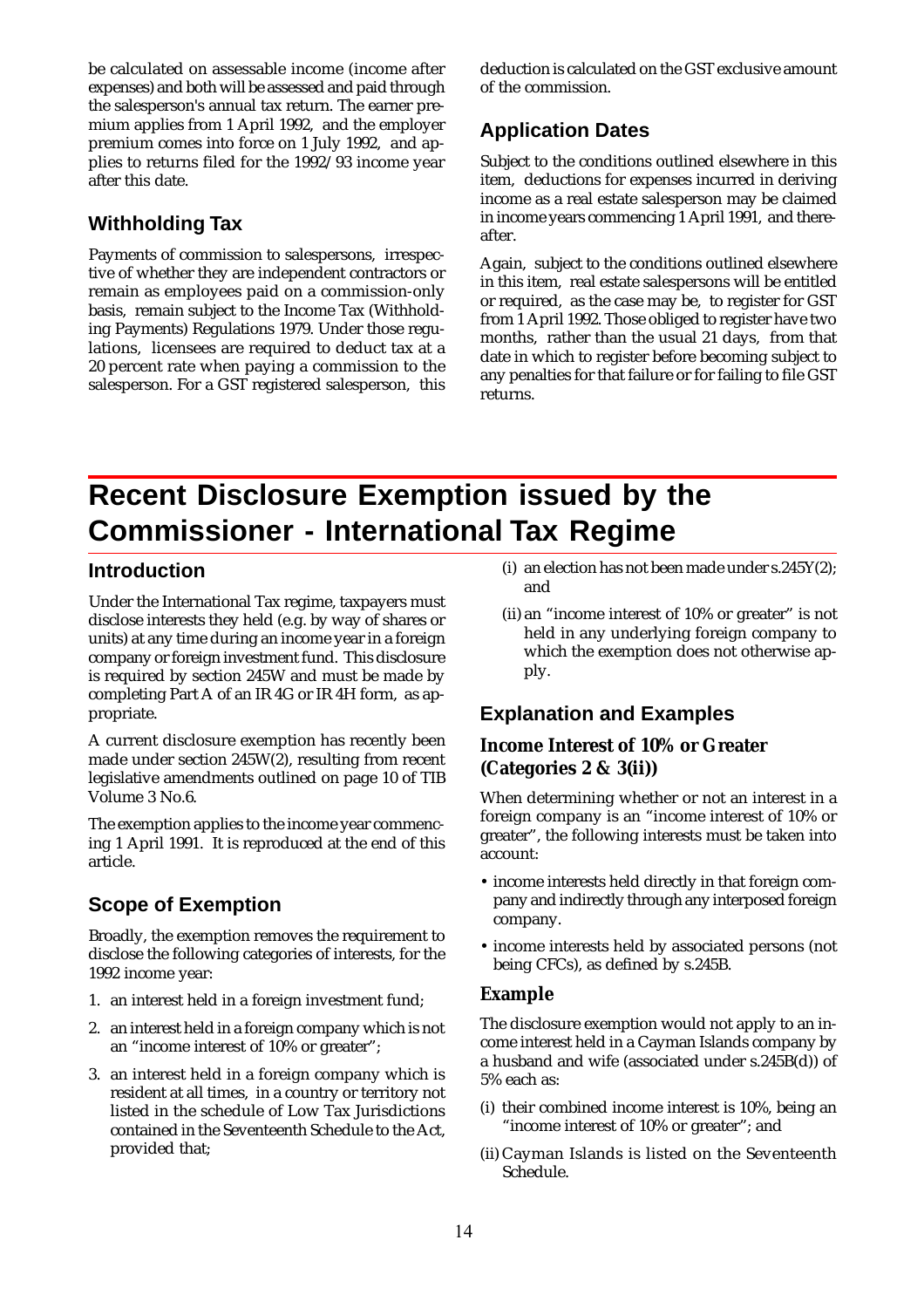be calculated on assessable income (income after expenses) and both will be assessed and paid through the salesperson's annual tax return. The earner premium applies from 1 April 1992, and the employer premium comes into force on 1 July 1992, and applies to returns filed for the 1992/93 income year after this date.

## Withholding Tax

Payments of commission to salespersons, irrespective of whether they are independent contractors or remain as employees paid on a commission-only basis, remain subject to the Income Tax (Withholding Payments) Regulations 1979. Under those regulations, licensees are required to deduct tax at a 20 percent rate when paying a commission to the salesperson. For a GST registered salesperson, this deduction is calculated on the GST exclusive amount of the commission.

## Application Dates

Subject to the conditions outlined elsewhere in this item, deductions for expenses incurred in deriving income as a real estate salesperson may be claimed in income years commencing 1 April 1991, and thereafter.

Again, subject to the conditions outlined elsewhere in this item, real estate salespersons will be entitled or required, as the case may be, to register for GST from 1 April 1992. Those obliged to register have two months, rather than the usual 21 days, from that date in which to register before becoming subject to any penalties for that failure or for failing to file GST returns.

# Recent Disclosure Exemption issued by the Commissioner - International Tax Regime

## Introduction

Under the International Tax regime, taxpayers must disclose interests they held (e.g. by way of shares or units) at any time during an income year in a foreign company or foreign investment fund. This disclosure is required by section 245W and must be made by completing Part A of an IR 4G or IR 4H form, as appropriate.

A current disclosure exemption has recently been made under section 245W(2), resulting from recent legislative amendments outlined on page 10 of TIB Volume 3 No.6.

The exemption applies to the income year commencing 1 April 1991. It is reproduced at the end of this article.

## Scope of Exemption

Broadly, the exemption removes the requirement to disclose the following categories of interests, for the 1992 income year:

1. an interest held in a foreign investment fund;
2. an interest held in a foreign company which is not an "income interest of 10% or greater";
3. an interest held in a foreign company which is resident at all times, in a country or territory not listed in the schedule of Low Tax Jurisdictions contained in the Seventeenth Schedule to the Act, provided that;
   - (i) an election has not been made under s.245Y(2); and
   - (ii) an "income interest of 10% or greater" is not held in any underlying foreign company to which the exemption does not otherwise apply.

## Explanation and Examples

### Income Interest of 10% or Greater (Categories 2 & 3(ii))

When determining whether or not an interest in a foreign company is an "income interest of 10% or greater", the following interests must be taken into account:

- income interests held directly in that foreign company and indirectly through any interposed foreign company.
- income interests held by associated persons (not being CFCs), as defined by s.245B.

### Example

The disclosure exemption would not apply to an income interest held in a Cayman Islands company by a husband and wife (associated under s.245B(d)) of 5% each as:

(i) their combined income interest is 10%, being an "income interest of 10% or greater"; and

(ii) Cayman Islands is listed on the Seventeenth Schedule.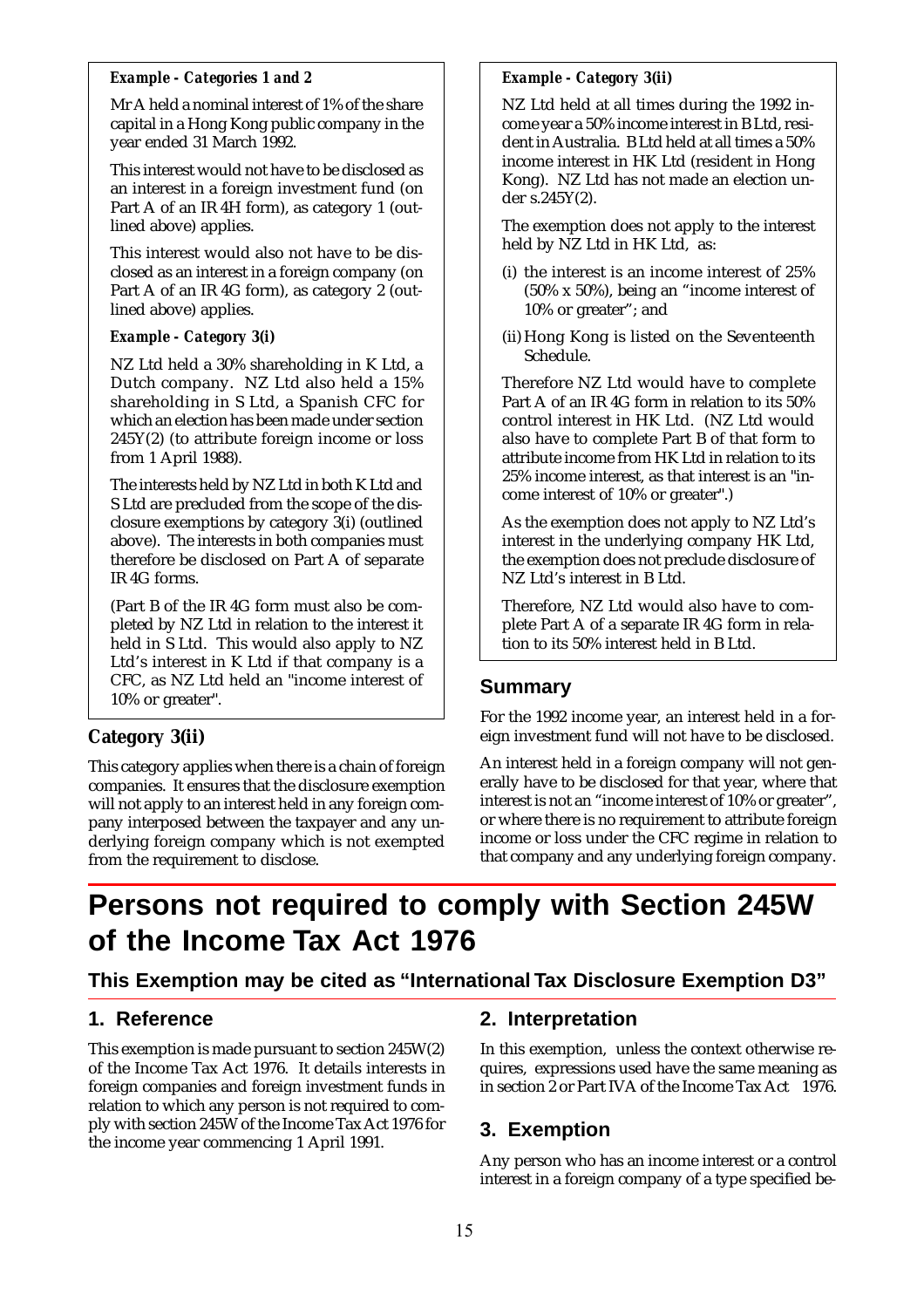***Example - Categories 1 and 2***

Mr A held a nominal interest of 1% of the share capital in a Hong Kong public company in the year ended 31 March 1992.

This interest would not have to be disclosed as an interest in a foreign investment fund (on Part A of an IR 4H form), as category 1 (outlined above) applies.

This interest would also not have to be disclosed as an interest in a foreign company (on Part A of an IR 4G form), as category 2 (outlined above) applies.

***Example - Category 3(i)***

NZ Ltd held a 30% shareholding in K Ltd, a Dutch company. NZ Ltd also held a 15% shareholding in S Ltd, a Spanish CFC for which an election has been made under section 245Y(2) (to attribute foreign income or loss from 1 April 1988).

The interests held by NZ Ltd in both K Ltd and S Ltd are precluded from the scope of the disclosure exemptions by category 3(i) (outlined above). The interests in both companies must therefore be disclosed on Part A of separate IR 4G forms.

(Part B of the IR 4G form must also be completed by NZ Ltd in relation to the interest it held in S Ltd. This would also apply to NZ Ltd's interest in K Ltd if that company is a CFC, as NZ Ltd held an "income interest of 10% or greater".

### Category 3(ii)

This category applies when there is a chain of foreign companies. It ensures that the disclosure exemption will not apply to an interest held in any foreign company interposed between the taxpayer and any underlying foreign company which is not exempted from the requirement to disclose.

***Example - Category 3(ii)***

NZ Ltd held at all times during the 1992 income year a 50% income interest in B Ltd, resident in Australia. B Ltd held at all times a 50% income interest in HK Ltd (resident in Hong Kong). NZ Ltd has not made an election under s.245Y(2).

The exemption does not apply to the interest held by NZ Ltd in HK Ltd, as:

(i) the interest is an income interest of 25% (50% x 50%), being an "income interest of 10% or greater"; and

(ii) Hong Kong is listed on the Seventeenth Schedule.

Therefore NZ Ltd would have to complete Part A of an IR 4G form in relation to its 50% control interest in HK Ltd. (NZ Ltd would also have to complete Part B of that form to attribute income from HK Ltd in relation to its 25% income interest, as that interest is an "income interest of 10% or greater".)

As the exemption does not apply to NZ Ltd's interest in the underlying company HK Ltd, the exemption does not preclude disclosure of NZ Ltd's interest in B Ltd.

Therefore, NZ Ltd would also have to complete Part A of a separate IR 4G form in relation to its 50% interest held in B Ltd.

### Summary

For the 1992 income year, an interest held in a foreign investment fund will not have to be disclosed.

An interest held in a foreign company will not generally have to be disclosed for that year, where that interest is not an "income interest of 10% or greater", or where there is no requirement to attribute foreign income or loss under the CFC regime in relation to that company and any underlying foreign company.

# Persons not required to comply with Section 245W of the Income Tax Act 1976

## This Exemption may be cited as "International Tax Disclosure Exemption D3"

### 1. Reference

This exemption is made pursuant to section 245W(2) of the Income Tax Act 1976. It details interests in foreign companies and foreign investment funds in relation to which any person is not required to comply with section 245W of the Income Tax Act 1976 for the income year commencing 1 April 1991.

### 2. Interpretation

In this exemption, unless the context otherwise requires, expressions used have the same meaning as in section 2 or Part IVA of the Income Tax Act 1976.

### 3. Exemption

Any person who has an income interest or a control interest in a foreign company of a type specified be-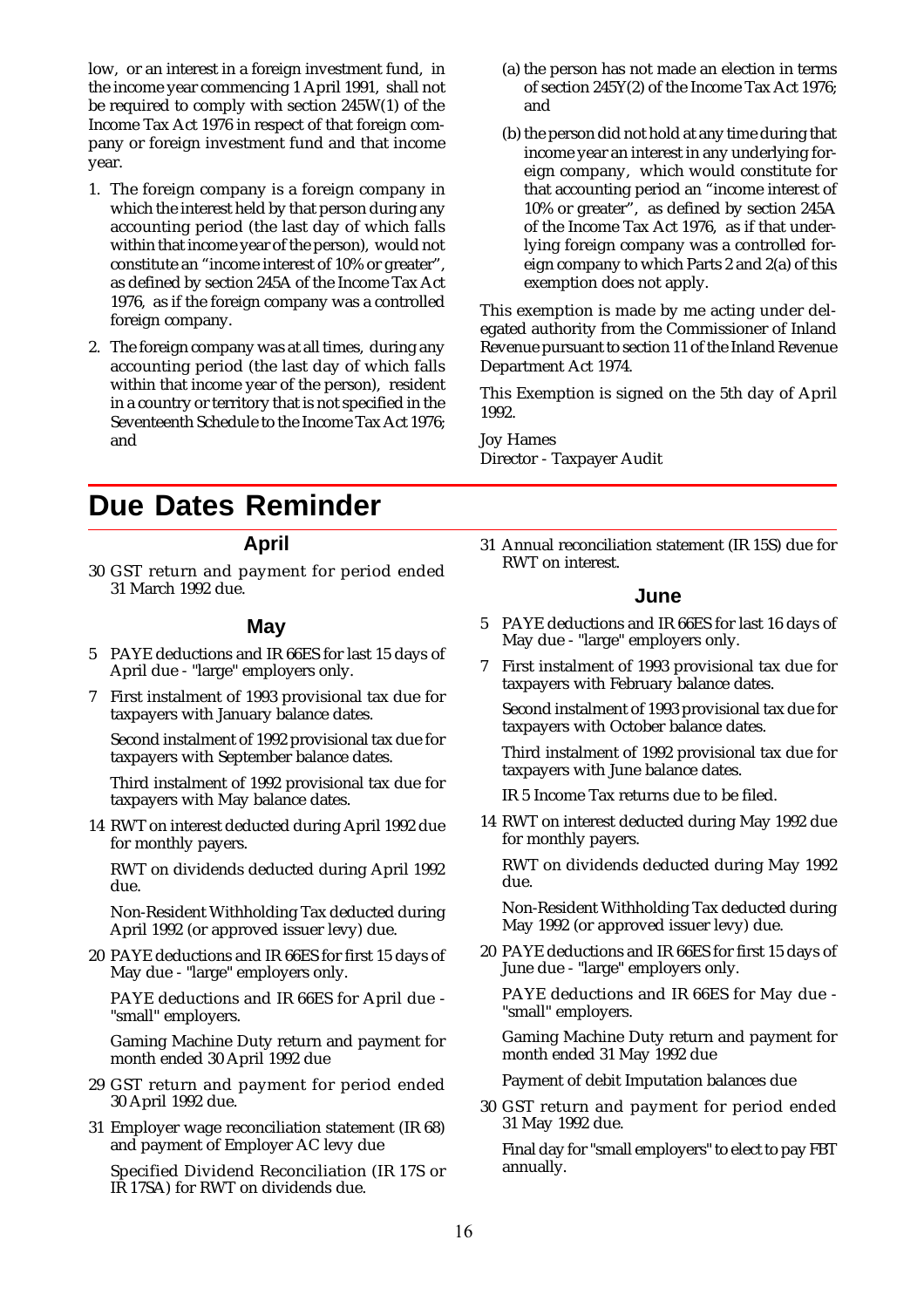low, or an interest in a foreign investment fund, in the income year commencing 1 April 1991, shall not be required to comply with section 245W(1) of the Income Tax Act 1976 in respect of that foreign company or foreign investment fund and that income year.

1. The foreign company is a foreign company in which the interest held by that person during any accounting period (the last day of which falls within that income year of the person), would not constitute an "income interest of 10% or greater", as defined by section 245A of the Income Tax Act 1976, as if the foreign company was a controlled foreign company.
2. The foreign company was at all times, during any accounting period (the last day of which falls within that income year of the person), resident in a country or territory that is not specified in the Seventeenth Schedule to the Income Tax Act 1976; and
   (a) the person has not made an election in terms of section 245Y(2) of the Income Tax Act 1976; and
   (b) the person did not hold at any time during that income year an interest in any underlying foreign company, which would constitute for that accounting period an "income interest of 10% or greater", as defined by section 245A of the Income Tax Act 1976, as if that underlying foreign company was a controlled foreign company to which Parts 2 and 2(a) of this exemption does not apply.

This exemption is made by me acting under delegated authority from the Commissioner of Inland Revenue pursuant to section 11 of the Inland Revenue Department Act 1974.

This Exemption is signed on the 5th day of April 1992.

Joy Hames
Director - Taxpayer Audit

# Due Dates Reminder

## April

30 GST return and payment for period ended 31 March 1992 due.

## May

5 PAYE deductions and IR 66ES for last 15 days of April due - "large" employers only.

7 First instalment of 1993 provisional tax due for taxpayers with January balance dates.

Second instalment of 1992 provisional tax due for taxpayers with September balance dates.

Third instalment of 1992 provisional tax due for taxpayers with May balance dates.

14 RWT on interest deducted during April 1992 due for monthly payers.

RWT on dividends deducted during April 1992 due.

Non-Resident Withholding Tax deducted during April 1992 (or approved issuer levy) due.

20 PAYE deductions and IR 66ES for first 15 days of May due - "large" employers only.

PAYE deductions and IR 66ES for April due - "small" employers.

Gaming Machine Duty return and payment for month ended 30 April 1992 due

29 GST return and payment for period ended 30 April 1992 due.

31 Employer wage reconciliation statement (IR 68) and payment of Employer AC levy due

Specified Dividend Reconciliation (IR 17S or IR 17SA) for RWT on dividends due.

31 Annual reconciliation statement (IR 15S) due for RWT on interest.

## June

5 PAYE deductions and IR 66ES for last 16 days of May due - "large" employers only.

7 First instalment of 1993 provisional tax due for taxpayers with February balance dates.

Second instalment of 1993 provisional tax due for taxpayers with October balance dates.

Third instalment of 1992 provisional tax due for taxpayers with June balance dates.

IR 5 Income Tax returns due to be filed.

14 RWT on interest deducted during May 1992 due for monthly payers.

RWT on dividends deducted during May 1992 due.

Non-Resident Withholding Tax deducted during May 1992 (or approved issuer levy) due.

20 PAYE deductions and IR 66ES for first 15 days of June due - "large" employers only.

PAYE deductions and IR 66ES for May due - "small" employers.

Gaming Machine Duty return and payment for month ended 31 May 1992 due

Payment of debit Imputation balances due

30 GST return and payment for period ended 31 May 1992 due.

Final day for "small employers" to elect to pay FBT annually.